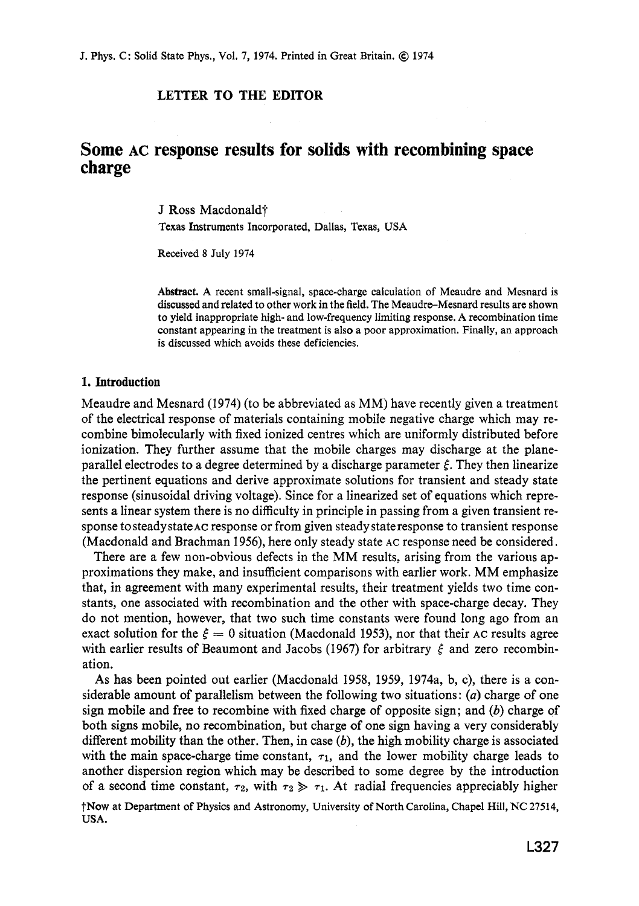LETTER TO THE EDITOR

# Some AC response results for solids with recombining space charge

J Ross Macdonald†

Texas Instruments Incorporated, Dallas, Texas, USA

Received 8 July 1974

**Abstract.** A recent small-signal, space-charge calculation of Meaudre and Mesnard is discussed and related to other work in the field. The Meaudre–Mesnard results are shown to yield inappropriate high- and low-frequency limiting response. A recombination time constant appearing in the treatment is also a poor approximation. Finally, an approach is discussed which avoids these deficiencies.

## 1. Introduction

Meaudre and Mesnard (1974) (to be abbreviated as MM) have recently given a treatment of the electrical response of materials containing mobile negative charge which may recombine bimolecularly with fixed ionized centres which are uniformly distributed before ionization. They further assume that the mobile charges may discharge at the plane-parallel electrodes to a degree determined by a discharge parameter $\xi$. They then linearize the pertinent equations and derive approximate solutions for transient and steady state response (sinusoidal driving voltage). Since for a linearized set of equations which represents a linear system there is no difficulty in principle in passing from a given transient response to steady state AC response or from given steady state response to transient response (Macdonald and Brachman 1956), here only steady state AC response need be considered.

There are a few non-obvious defects in the MM results, arising from the various approximations they make, and insufficient comparisons with earlier work. MM emphasize that, in agreement with many experimental results, their treatment yields two time constants, one associated with recombination and the other with space-charge decay. They do not mention, however, that two such time constants were found long ago from an exact solution for the $\xi = 0$ situation (Macdonald 1953), nor that their AC results agree with earlier results of Beaumont and Jacobs (1967) for arbitrary $\xi$ and zero recombination.

As has been pointed out earlier (Macdonald 1958, 1959, 1974a, b, c), there is a considerable amount of parallelism between the following two situations: (*a*) charge of one sign mobile and free to recombine with fixed charge of opposite sign; and (*b*) charge of both signs mobile, no recombination, but charge of one sign having a very considerably different mobility than the other. Then, in case (*b*), the high mobility charge is associated with the main space-charge time constant, $\tau_1$, and the lower mobility charge leads to another dispersion region which may be described to some degree by the introduction of a second time constant, $\tau_2$, with $\tau_2 \gg \tau_1$. At radial frequencies appreciably higher

†Now at Department of Physics and Astronomy, University of North Carolina, Chapel Hill, NC 27514, USA.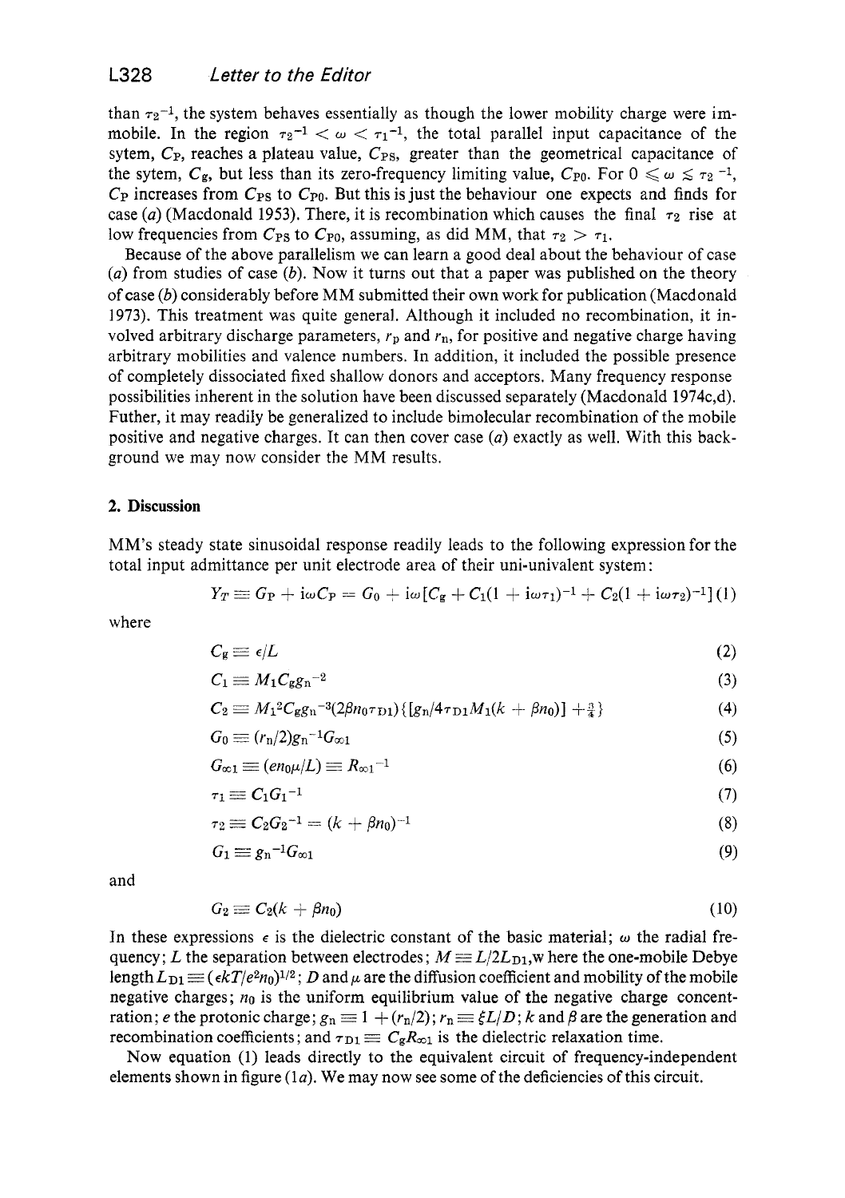than $\tau_2^{-1}$, the system behaves essentially as though the lower mobility charge were immobile. In the region $\tau_2^{-1} < \omega < \tau_1^{-1}$, the total parallel input capacitance of the sytem, $C_P$, reaches a plateau value, $C_{PS}$, greater than the geometrical capacitance of the sytem, $C_g$, but less than its zero-frequency limiting value, $C_{P0}$. For $0 \leqslant \omega \lesssim \tau_2^{-1}$, $C_P$ increases from $C_{PS}$ to $C_{P0}$. But this is just the behaviour one expects and finds for case (*a*) (Macdonald 1953). There, it is recombination which causes the final $\tau_2$ rise at low frequencies from $C_{PS}$ to $C_{P0}$, assuming, as did MM, that $\tau_2 > \tau_1$.

Because of the above parallelism we can learn a good deal about the behaviour of case (*a*) from studies of case (*b*). Now it turns out that a paper was published on the theory of case (*b*) considerably before MM submitted their own work for publication (Macdonald 1973). This treatment was quite general. Although it included no recombination, it involved arbitrary discharge parameters, $r_p$ and $r_n$, for positive and negative charge having arbitrary mobilities and valence numbers. In addition, it included the possible presence of completely dissociated fixed shallow donors and acceptors. Many frequency response possibilities inherent in the solution have been discussed separately (Macdonald 1974c,d). Futher, it may readily be generalized to include bimolecular recombination of the mobile positive and negative charges. It can then cover case (*a*) exactly as well. With this background we may now consider the MM results.

## 2. Discussion

MM's steady state sinusoidal response readily leads to the following expression for the total input admittance per unit electrode area of their uni-univalent system:

$$Y_T \equiv G_P + i\omega C_P = G_0 + i\omega[C_g + C_1(1 + i\omega\tau_1)^{-1} + C_2(1 + i\omega\tau_2)^{-1}] \quad (1)$$

where

$$C_g \equiv \epsilon/L \quad (2)$$

$$C_1 \equiv M_1 C_g g_n^{-2} \quad (3)$$

$$C_2 \equiv M_1^2 C_g g_n^{-3}(2\beta n_0 \tau_{D1})\{[g_n/4\tau_{D1}M_1(k + \beta n_0)] + \tfrac{3}{4}\} \quad (4)$$

$$G_0 \equiv (r_n/2)g_n^{-1}G_{\infty 1} \quad (5)$$

$$G_{\infty 1} \equiv (en_0\mu/L) \equiv R_{\infty 1}^{-1} \quad (6)$$

$$\tau_1 \equiv C_1 G_1^{-1} \quad (7)$$

$$\tau_2 \equiv C_2 G_2^{-1} = (k + \beta n_0)^{-1} \quad (8)$$

$$G_1 \equiv g_n^{-1} G_{\infty 1} \quad (9)$$

and

$$G_2 \equiv C_2(k + \beta n_0) \quad (10)$$

In these expressions $\epsilon$ is the dielectric constant of the basic material; $\omega$ the radial frequency; $L$ the separation between electrodes; $M \equiv L/2L_{D1}$,w here the one-mobile Debye length $L_{D1} \equiv (\epsilon kT/e^2 n_0)^{1/2}$; $D$ and $\mu$ are the diffusion coefficient and mobility of the mobile negative charges; $n_0$ is the uniform equilibrium value of the negative charge concentration; $e$ the protonic charge; $g_n \equiv 1 + (r_n/2)$; $r_n \equiv \xi L/D$; $k$ and $\beta$ are the generation and recombination coefficients; and $\tau_{D1} \equiv C_g R_{\infty 1}$ is the dielectric relaxation time.

Now equation (1) leads directly to the equivalent circuit of frequency-independent elements shown in figure (1*a*). We may now see some of the deficiencies of this circuit.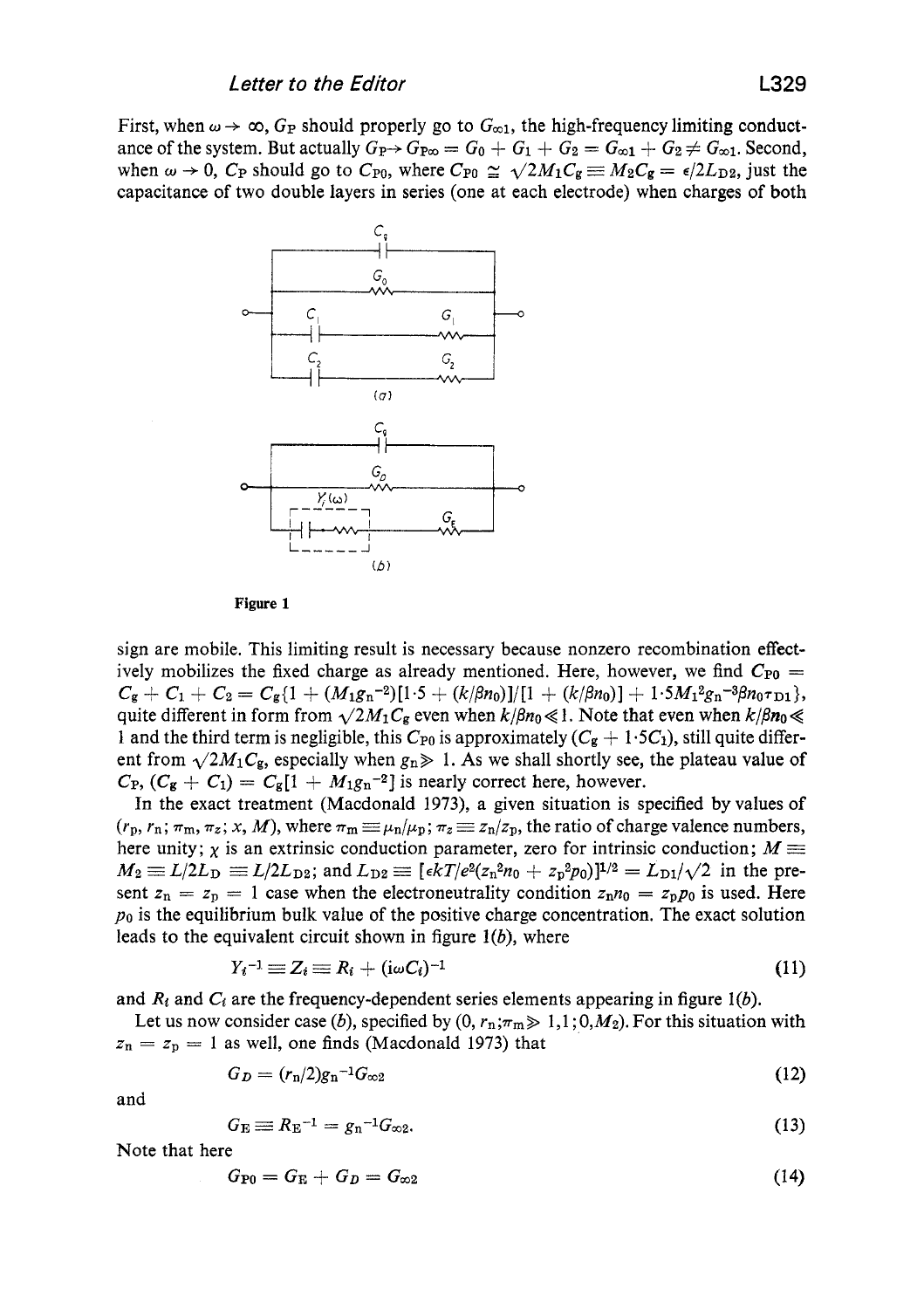First, when $\omega \to \infty$, $G_P$ should properly go to $G_{\infty 1}$, the high-frequency limiting conductance of the system. But actually $G_P \to G_{P\infty} = G_0 + G_1 + G_2 = G_{\infty 1} + G_2 \neq G_{\infty 1}$. Second, when $\omega \to 0$, $C_P$ should go to $C_{P0}$, where $C_{P0} \cong \sqrt{2M_1 C_g} \equiv M_2 C_g = \epsilon / 2L_{D2}$, just the capacitance of two double layers in series (one at each electrode) when charges of both

Figure 1

sign are mobile. This limiting result is necessary because nonzero recombination effectively mobilizes the fixed charge as already mentioned. Here, however, we find $C_{P0} = C_g + C_1 + C_2 = C_g\{1 + (M_1 g_n^{-2})[1{\cdot}5 + (k/\beta n_0)]/[1 + (k/\beta n_0)] + 1{\cdot}5 M_1^2 g_n^{-3} \beta n_0 \tau_{D1}\}$, quite different in form from $\sqrt{2M_1 C_g}$ even when $k/\beta n_0 \ll 1$. Note that even when $k/\beta n_0 \ll 1$ and the third term is negligible, this $C_{P0}$ is approximately $(C_g + 1{\cdot}5C_1)$, still quite different from $\sqrt{2M_1 C_g}$, especially when $g_n \gg 1$. As we shall shortly see, the plateau value of $C_P$, $(C_g + C_1) = C_g[1 + M_1 g_n^{-2}]$ is nearly correct here, however.

In the exact treatment (Macdonald 1973), a given situation is specified by values of $(r_p, r_n; \pi_m, \pi_z; \chi, M)$, where $\pi_m \equiv \mu_n/\mu_p$; $\pi_z \equiv z_n/z_p$, the ratio of charge valence numbers, here unity; $\chi$ is an extrinsic conduction parameter, zero for intrinsic conduction; $M \equiv M_2 \equiv L/2L_D \equiv L/2L_{D2}$; and $L_{D2} \equiv [\epsilon kT/e^2(z_n^2 n_0 + z_p^2 p_0)]^{1/2} = L_{D1}/\sqrt{2}$ in the present $z_n = z_p = 1$ case when the electroneutrality condition $z_n n_0 = z_p p_0$ is used. Here $p_0$ is the equilibrium bulk value of the positive charge concentration. The exact solution leads to the equivalent circuit shown in figure 1(*b*), where

$$Y_i^{-1} \equiv Z_i \equiv R_i + (i\omega C_i)^{-1} \tag{11}$$

and $R_i$ and $C_i$ are the frequency-dependent series elements appearing in figure 1(*b*).

Let us now consider case (*b*), specified by $(0, r_n; \pi_m \gg 1, 1; 0, M_2)$. For this situation with $z_n = z_p = 1$ as well, one finds (Macdonald 1973) that

$$G_D = (r_n/2) g_n^{-1} G_{\infty 2} \tag{12}$$

and

$$G_E \equiv R_E^{-1} = g_n^{-1} G_{\infty 2}. \tag{13}$$

Note that here

$$G_{P0} = G_E + G_D = G_{\infty 2} \tag{14}$$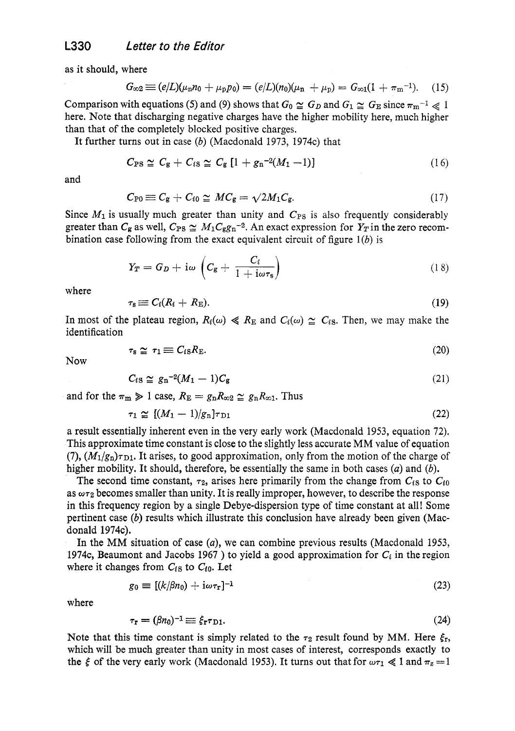as it should, where

$$G_{\infty 2} \equiv (e/L)(\mu_n n_0 + \mu_p p_0) = (e/L)(n_0)(\mu_n + \mu_p) = G_{\infty 1}(1 + \pi_m^{-1}). \tag{15}$$

Comparison with equations (5) and (9) shows that $G_0 \cong G_D$ and $G_1 \cong G_E$ since $\pi_m^{-1} \ll 1$ here. Note that discharging negative charges have the higher mobility here, much higher than that of the completely blocked positive charges.

It further turns out in case (*b*) (Macdonald 1973, 1974c) that

$$C_{PS} \cong C_g + C_{is} \cong C_g [1 + g_n^{-2}(M_1 - 1)] \tag{16}$$

and

$$C_{P0} \equiv C_g + C_{i0} \cong MC_g = \sqrt{2M_1}C_g. \tag{17}$$

Since $M_1$ is usually much greater than unity and $C_{PS}$ is also frequently considerably greater than $C_g$ as well, $C_{PS} \cong M_1 C_g g_n^{-2}$. An exact expression for $Y_T$ in the zero recombination case following from the exact equivalent circuit of figure 1(*b*) is

$$Y_T = G_D + i\omega \left( C_g + \frac{C_i}{1 + i\omega\tau_s} \right) \tag{18}$$

where

$$\tau_s \equiv C_i(R_i + R_E). \tag{19}$$

In most of the plateau region, $R_i(\omega) \ll R_E$ and $C_i(\omega) \cong C_{is}$. Then, we may make the identification

$$\tau_s \cong \tau_1 \equiv C_{is} R_E. \tag{20}$$

Now

$$C_{is} \cong g_n^{-2}(M_1 - 1)C_g \tag{21}$$

and for the $\pi_m \gg 1$ case, $R_E = g_n R_{\infty 2} \cong g_n R_{\infty 1}$. Thus

$$\tau_1 \cong [(M_1 - 1)/g_n]\tau_{D1} \tag{22}$$

a result essentially inherent even in the very early work (Macdonald 1953, equation 72). This approximate time constant is close to the slightly less accurate MM value of equation (7), $(M_1/g_n)\tau_{D1}$. It arises, to good approximation, only from the motion of the charge of higher mobility. It should, therefore, be essentially the same in both cases (*a*) and (*b*).

The second time constant, $\tau_2$, arises here primarily from the change from $C_{is}$ to $C_{i0}$ as $\omega\tau_2$ becomes smaller than unity. It is really improper, however, to describe the response in this frequency region by a single Debye-dispersion type of time constant at all! Some pertinent case (*b*) results which illustrate this conclusion have already been given (Macdonald 1974c).

In the MM situation of case (*a*), we can combine previous results (Macdonald 1953, 1974c, Beaumont and Jacobs 1967) to yield a good approximation for $C_i$ in the region where it changes from $C_{is}$ to $C_{i0}$. Let

$$g_0 \equiv [(k/\beta n_0) + i\omega\tau_r]^{-1} \tag{23}$$

where

$$\tau_r = (\beta n_0)^{-1} \equiv \xi_r \tau_{D1}. \tag{24}$$

Note that this time constant is simply related to the $\tau_2$ result found by MM. Here $\xi_r$, which will be much greater than unity in most cases of interest, corresponds exactly to the $\xi$ of the very early work (Macdonald 1953). It turns out that for $\omega\tau_1 \ll 1$ and $\pi_z = 1$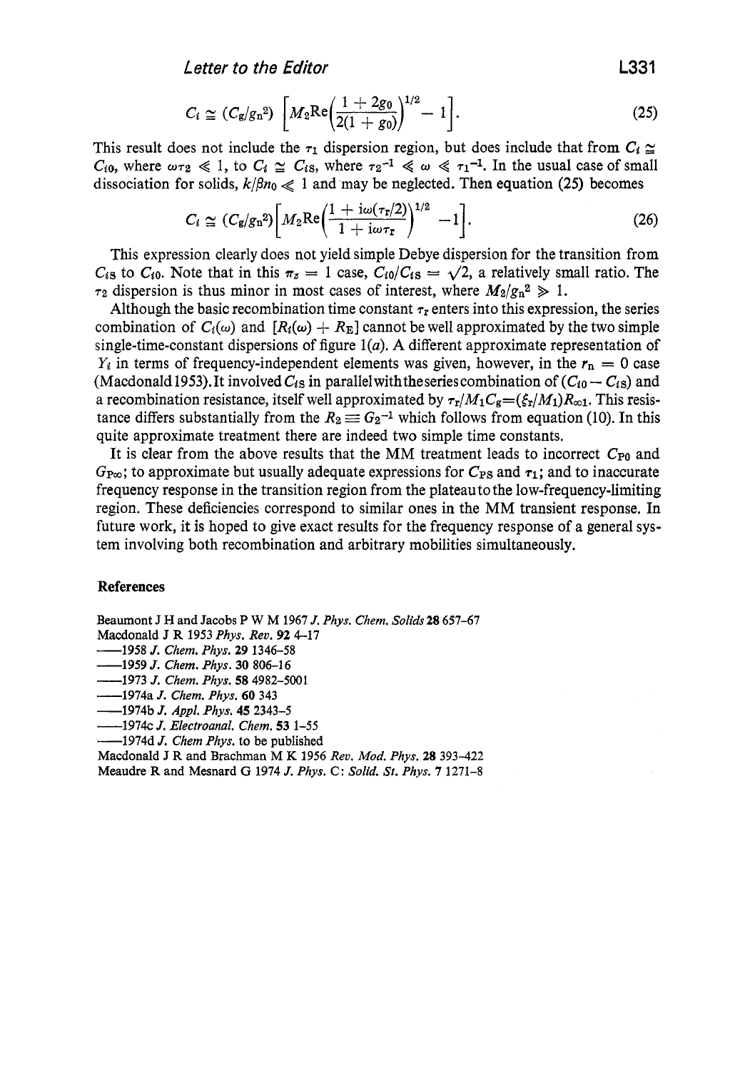$$C_i \cong (C_g/g_n^2)\left[M_2\mathrm{Re}\left(\frac{1+2g_0}{2(1+g_0)}\right)^{1/2} - 1\right]. \tag{25}$$

This result does not include the $\tau_1$ dispersion region, but does include that from $C_i \cong C_{i0}$, where $\omega\tau_2 \ll 1$, to $C_i \cong C_{iS}$, where $\tau_2^{-1} \ll \omega \ll \tau_1^{-1}$. In the usual case of small dissociation for solids, $k/\beta n_0 \ll 1$ and may be neglected. Then equation (25) becomes

$$C_i \cong (C_g/g_n^2)\left[M_2\mathrm{Re}\left(\frac{1+\mathrm{i}\omega(\tau_r/2)}{1+\mathrm{i}\omega\tau_r}\right)^{1/2} - 1\right]. \tag{26}$$

This expression clearly does not yield simple Debye dispersion for the transition from $C_{iS}$ to $C_{i0}$. Note that in this $\pi_z = 1$ case, $C_{i0}/C_{iS} = \sqrt{2}$, a relatively small ratio. The $\tau_2$ dispersion is thus minor in most cases of interest, where $M_2/g_n^2 \gg 1$.

Although the basic recombination time constant $\tau_r$ enters into this expression, the series combination of $C_i(\omega)$ and $[R_i(\omega) + R_E]$ cannot be well approximated by the two simple single-time-constant dispersions of figure 1(*a*). A different approximate representation of $Y_i$ in terms of frequency-independent elements was given, however, in the $r_n = 0$ case (Macdonald 1953). It involved $C_{iS}$ in parallel with the series combination of $(C_{i0} - C_{iS})$ and a recombination resistance, itself well approximated by $\tau_r/M_1C_g = (\xi_r/M_1)R_{\infty 1}$. This resistance differs substantially from the $R_2 \equiv G_2^{-1}$ which follows from equation (10). In this quite approximate treatment there are indeed two simple time constants.

It is clear from the above results that the MM treatment leads to incorrect $C_{P0}$ and $G_{P\infty}$; to approximate but usually adequate expressions for $C_{PS}$ and $\tau_1$; and to inaccurate frequency response in the transition region from the plateau to the low-frequency-limiting region. These deficiencies correspond to similar ones in the MM transient response. In future work, it is hoped to give exact results for the frequency response of a general system involving both recombination and arbitrary mobilities simultaneously.

## References

Beaumont J H and Jacobs P W M 1967 *J. Phys. Chem. Solids* **28** 657–67
Macdonald J R 1953 *Phys. Rev.* **92** 4–17
——1958 *J. Chem. Phys.* **29** 1346–58
——1959 *J. Chem. Phys.* **30** 806–16
——1973 *J. Chem. Phys.* **58** 4982–5001
——1974a *J. Chem. Phys.* **60** 343
——1974b *J. Appl. Phys.* **45** 2343–5
——1974c *J. Electroanal. Chem.* **53** 1–55
——1974d *J. Chem Phys.* to be published
Macdonald J R and Brachman M K 1956 *Rev. Mod. Phys.* **28** 393–422
Meaudre R and Mesnard G 1974 *J. Phys. C: Solid. St. Phys.* **7** 1271–8